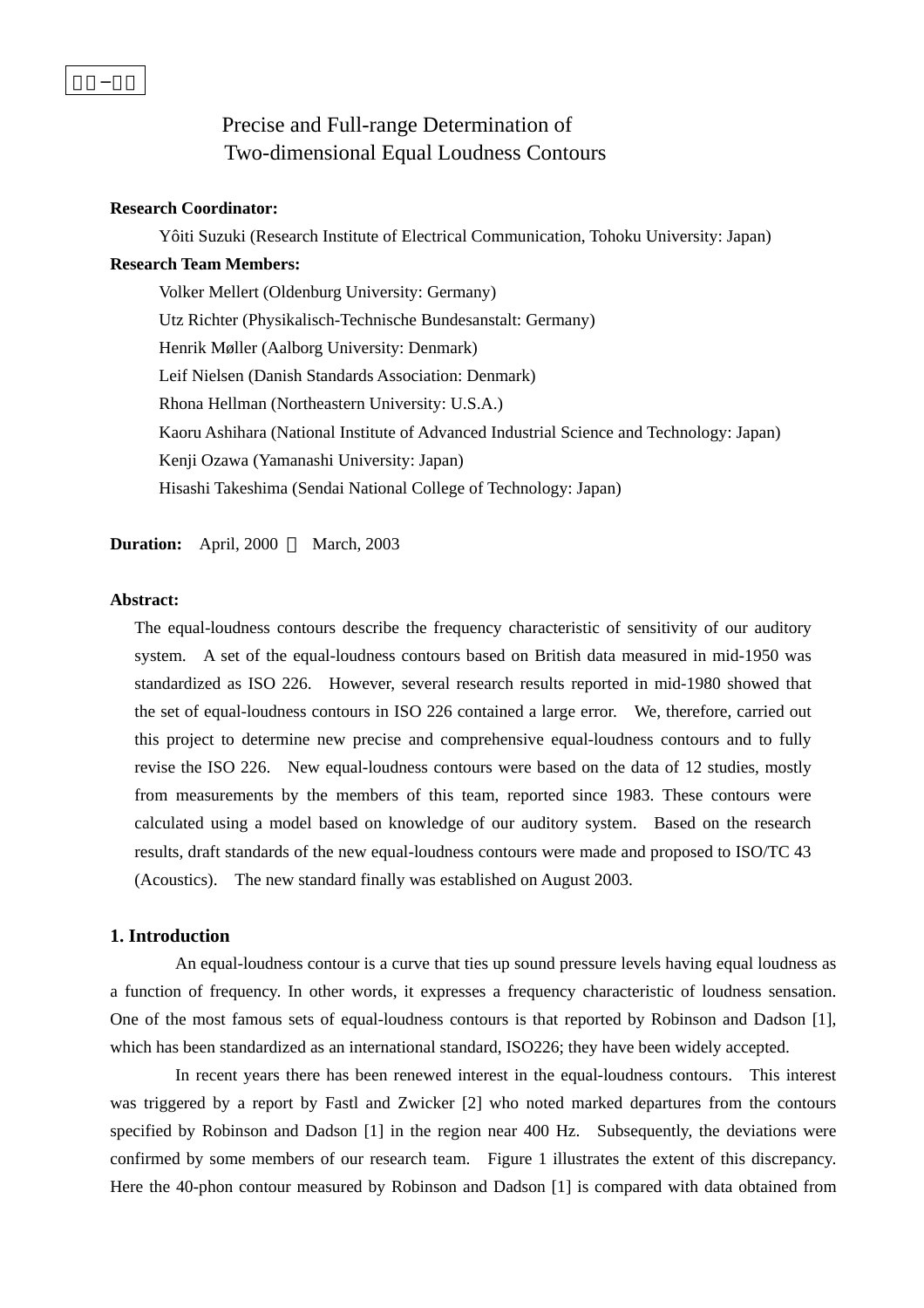□□−□□

# Precise and Full-range Determination of Two-dimensional Equal Loudness Contours

**Research Coordinator:**

Yôiti Suzuki (Research Institute of Electrical Communication, Tohoku University: Japan)

**Research Team Members:**

Volker Mellert (Oldenburg University: Germany)
Utz Richter (Physikalisch-Technische Bundesanstalt: Germany)
Henrik Møller (Aalborg University: Denmark)
Leif Nielsen (Danish Standards Association: Denmark)
Rhona Hellman (Northeastern University: U.S.A.)
Kaoru Ashihara (National Institute of Advanced Industrial Science and Technology: Japan)
Kenji Ozawa (Yamanashi University: Japan)
Hisashi Takeshima (Sendai National College of Technology: Japan)

**Duration:** April, 2000 － March, 2003

**Abstract:**

The equal-loudness contours describe the frequency characteristic of sensitivity of our auditory system. A set of the equal-loudness contours based on British data measured in mid-1950 was standardized as ISO 226. However, several research results reported in mid-1980 showed that the set of equal-loudness contours in ISO 226 contained a large error. We, therefore, carried out this project to determine new precise and comprehensive equal-loudness contours and to fully revise the ISO 226. New equal-loudness contours were based on the data of 12 studies, mostly from measurements by the members of this team, reported since 1983. These contours were calculated using a model based on knowledge of our auditory system. Based on the research results, draft standards of the new equal-loudness contours were made and proposed to ISO/TC 43 (Acoustics). The new standard finally was established on August 2003.

## 1. Introduction

An equal-loudness contour is a curve that ties up sound pressure levels having equal loudness as a function of frequency. In other words, it expresses a frequency characteristic of loudness sensation. One of the most famous sets of equal-loudness contours is that reported by Robinson and Dadson [1], which has been standardized as an international standard, ISO226; they have been widely accepted.

In recent years there has been renewed interest in the equal-loudness contours. This interest was triggered by a report by Fastl and Zwicker [2] who noted marked departures from the contours specified by Robinson and Dadson [1] in the region near 400 Hz. Subsequently, the deviations were confirmed by some members of our research team. Figure 1 illustrates the extent of this discrepancy. Here the 40-phon contour measured by Robinson and Dadson [1] is compared with data obtained from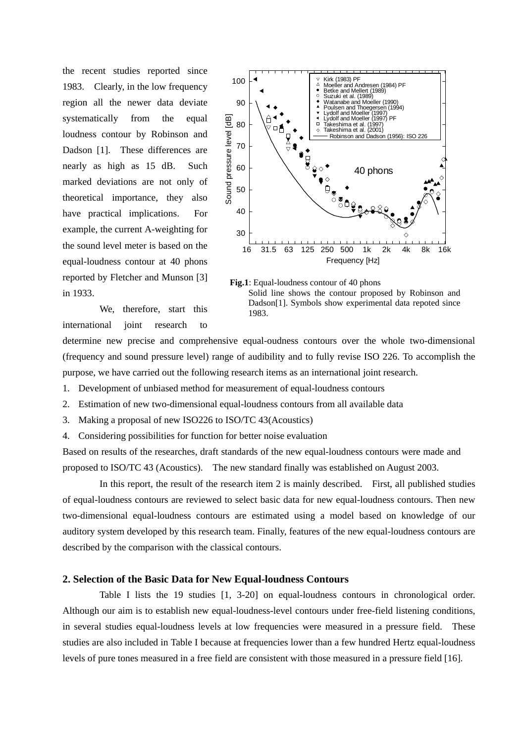the recent studies reported since 1983. Clearly, in the low frequency region all the newer data deviate systematically from the equal loudness contour by Robinson and Dadson [1]. These differences are nearly as high as 15 dB. Such marked deviations are not only of theoretical importance, they also have practical implications. For example, the current A-weighting for the sound level meter is based on the equal-loudness contour at 40 phons reported by Fletcher and Munson [3] in 1933.

Kirk (1983) PF
Moeller and Andresen (1984) PF
Betke and Mellert (1989)
Suzuki et al. (1989)
Watanabe and Moeller (1990)
Poulsen and Thoegersen (1994)
Lydolf and Moeller (1997)
Lydolf and Moeller (1997) PF
Takeshima et al. (1997)
Takeshima et al. (2001)
Robinson and Dadson (1956): ISO 226

40 phons

Sound pressure level [dB]

100
90
80
70
60
50
40
30

16 31.5 63 125 250 500 1k 2k 4k 8k 16k

Frequency [Hz]

**Fig.1**: Equal-loudness contour of 40 phons
Solid line shows the contour proposed by Robinson and Dadson[1]. Symbols show experimental data repoted since 1983.

We, therefore, start this international joint research to determine new precise and comprehensive equal-oudness contours over the whole two-dimensional (frequency and sound pressure level) range of audibility and to fully revise ISO 226. To accomplish the purpose, we have carried out the following research items as an international joint research.

1. Development of unbiased method for measurement of equal-loudness contours
2. Estimation of new two-dimensional equal-loudness contours from all available data
3. Making a proposal of new ISO226 to ISO/TC 43(Acoustics)
4. Considering possibilities for function for better noise evaluation

Based on results of the researches, draft standards of the new equal-loudness contours were made and proposed to ISO/TC 43 (Acoustics). The new standard finally was established on August 2003.

In this report, the result of the research item 2 is mainly described. First, all published studies of equal-loudness contours are reviewed to select basic data for new equal-loudness contours. Then new two-dimensional equal-loudness contours are estimated using a model based on knowledge of our auditory system developed by this research team. Finally, features of the new equal-loudness contours are described by the comparison with the classical contours.

## 2. Selection of the Basic Data for New Equal-loudness Contours

Table I lists the 19 studies [1, 3-20] on equal-loudness contours in chronological order. Although our aim is to establish new equal-loudness-level contours under free-field listening conditions, in several studies equal-loudness levels at low frequencies were measured in a pressure field. These studies are also included in Table I because at frequencies lower than a few hundred Hertz equal-loudness levels of pure tones measured in a free field are consistent with those measured in a pressure field [16].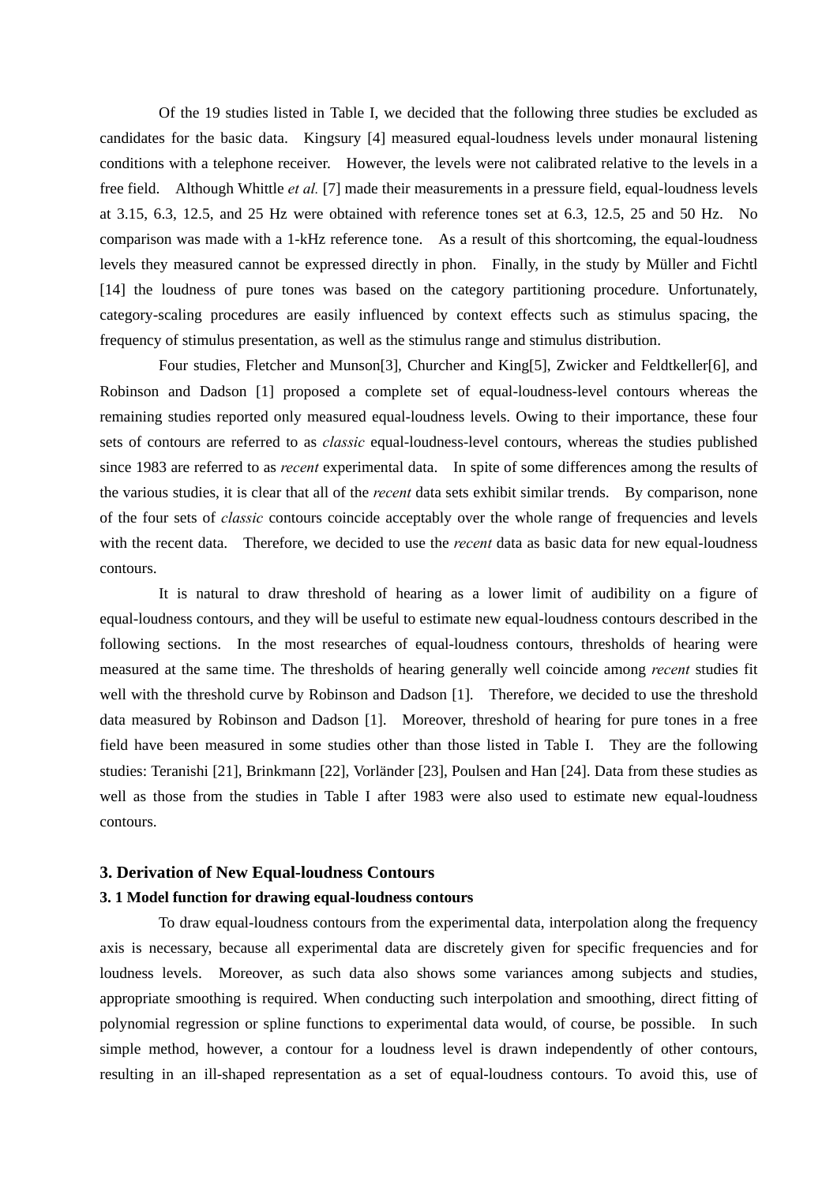Of the 19 studies listed in Table I, we decided that the following three studies be excluded as candidates for the basic data. Kingsury [4] measured equal-loudness levels under monaural listening conditions with a telephone receiver. However, the levels were not calibrated relative to the levels in a free field. Although Whittle *et al.* [7] made their measurements in a pressure field, equal-loudness levels at 3.15, 6.3, 12.5, and 25 Hz were obtained with reference tones set at 6.3, 12.5, 25 and 50 Hz. No comparison was made with a 1-kHz reference tone. As a result of this shortcoming, the equal-loudness levels they measured cannot be expressed directly in phon. Finally, in the study by Müller and Fichtl [14] the loudness of pure tones was based on the category partitioning procedure. Unfortunately, category-scaling procedures are easily influenced by context effects such as stimulus spacing, the frequency of stimulus presentation, as well as the stimulus range and stimulus distribution.

Four studies, Fletcher and Munson[3], Churcher and King[5], Zwicker and Feldtkeller[6], and Robinson and Dadson [1] proposed a complete set of equal-loudness-level contours whereas the remaining studies reported only measured equal-loudness levels. Owing to their importance, these four sets of contours are referred to as *classic* equal-loudness-level contours, whereas the studies published since 1983 are referred to as *recent* experimental data. In spite of some differences among the results of the various studies, it is clear that all of the *recent* data sets exhibit similar trends. By comparison, none of the four sets of *classic* contours coincide acceptably over the whole range of frequencies and levels with the recent data. Therefore, we decided to use the *recent* data as basic data for new equal-loudness contours.

It is natural to draw threshold of hearing as a lower limit of audibility on a figure of equal-loudness contours, and they will be useful to estimate new equal-loudness contours described in the following sections. In the most researches of equal-loudness contours, thresholds of hearing were measured at the same time. The thresholds of hearing generally well coincide among *recent* studies fit well with the threshold curve by Robinson and Dadson [1]. Therefore, we decided to use the threshold data measured by Robinson and Dadson [1]. Moreover, threshold of hearing for pure tones in a free field have been measured in some studies other than those listed in Table I. They are the following studies: Teranishi [21], Brinkmann [22], Vorländer [23], Poulsen and Han [24]. Data from these studies as well as those from the studies in Table I after 1983 were also used to estimate new equal-loudness contours.

## 3. Derivation of New Equal-loudness Contours

### 3. 1 Model function for drawing equal-loudness contours

To draw equal-loudness contours from the experimental data, interpolation along the frequency axis is necessary, because all experimental data are discretely given for specific frequencies and for loudness levels. Moreover, as such data also shows some variances among subjects and studies, appropriate smoothing is required. When conducting such interpolation and smoothing, direct fitting of polynomial regression or spline functions to experimental data would, of course, be possible. In such simple method, however, a contour for a loudness level is drawn independently of other contours, resulting in an ill-shaped representation as a set of equal-loudness contours. To avoid this, use of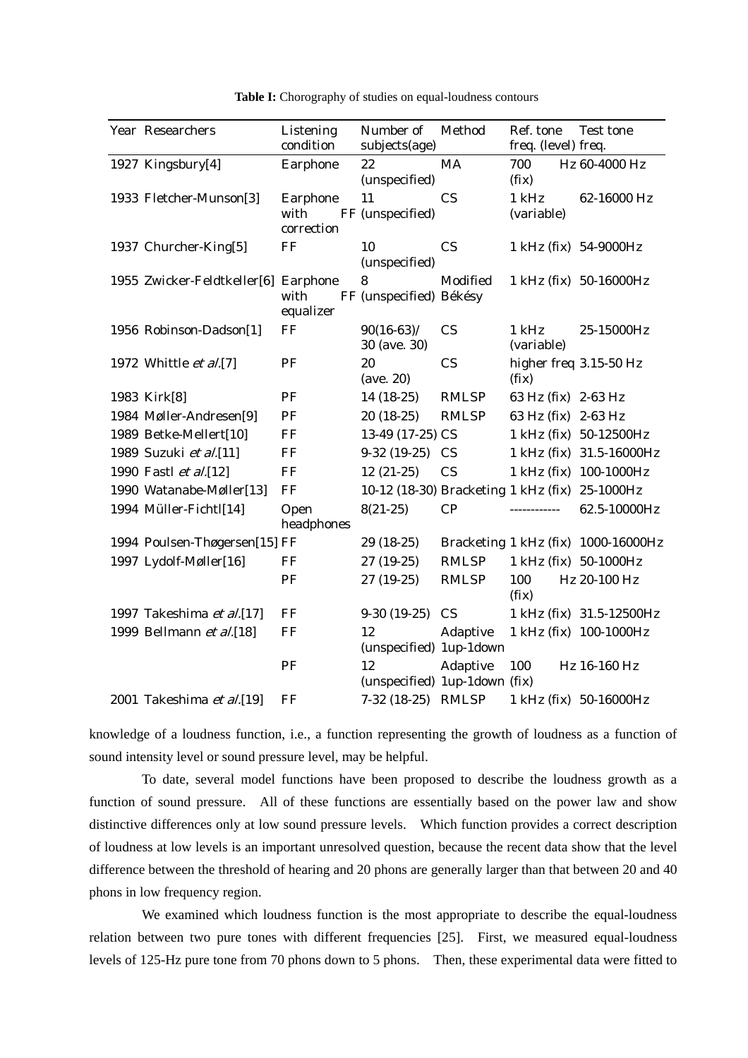**Table I:** Chorography of studies on equal-loudness contours

| Year | Researchers | Listening condition | Number of subjects(age) | Method | Ref. tone freq. (level) | Test tone freq. |
|---|---|---|---|---|---|---|
| 1927 | Kingsbury[4] | Earphone | 22 (unspecified) | MA | 700 Hz (fix) | 60-4000 Hz |
| 1933 | Fletcher-Munson[3] | Earphone with FF correction | 11 (unspecified) | CS | 1 kHz (variable) | 62-16000 Hz |
| 1937 | Churcher-King[5] | FF | 10 (unspecified) | CS | 1 kHz (fix) | 54-9000Hz |
| 1955 | Zwicker-Feldtkeller[6] | Earphone with FF equalizer | 8 (unspecified) | Modified Békésy | 1 kHz (fix) | 50-16000Hz |
| 1956 | Robinson-Dadson[1] | FF | 90(16-63)/ 30 (ave. 30) | CS | 1 kHz (variable) | 25-15000Hz |
| 1972 | Whittle *et al.*[7] | PF | 20 (ave. 20) | CS | higher freq (fix) | 3.15-50 Hz |
| 1983 | Kirk[8] | PF | 14 (18-25) | RMLSP | 63 Hz (fix) | 2-63 Hz |
| 1984 | Møller-Andresen[9] | PF | 20 (18-25) | RMLSP | 63 Hz (fix) | 2-63 Hz |
| 1989 | Betke-Mellert[10] | FF | 13-49 (17-25) | CS | 1 kHz (fix) | 50-12500Hz |
| 1989 | Suzuki *et al.*[11] | FF | 9-32 (19-25) | CS | 1 kHz (fix) | 31.5-16000Hz |
| 1990 | Fastl *et al.*[12] | FF | 12 (21-25) | CS | 1 kHz (fix) | 100-1000Hz |
| 1990 | Watanabe-Møller[13] | FF | 10-12 (18-30) | Bracketing | 1 kHz (fix) | 25-1000Hz |
| 1994 | Müller-Fichtl[14] | Open headphones | 8(21-25) | CP | ------------ | 62.5-10000Hz |
| 1994 | Poulsen-Thøgersen[15] | FF | 29 (18-25) | Bracketing | 1 kHz (fix) | 1000-16000Hz |
| 1997 | Lydolf-Møller[16] | FF | 27 (19-25) | RMLSP | 1 kHz (fix) | 50-1000Hz |
| | | PF | 27 (19-25) | RMLSP | 100 Hz (fix) | 20-100 Hz |
| 1997 | Takeshima *et al.*[17] | FF | 9-30 (19-25) | CS | 1 kHz (fix) | 31.5-12500Hz |
| 1999 | Bellmann *et al.*[18] | FF | 12 (unspecified) | Adaptive 1up-1down | 1 kHz (fix) | 100-1000Hz |
| | | PF | 12 (unspecified) | Adaptive 1up-1down | 100 Hz (fix) | 16-160 Hz |
| 2001 | Takeshima *et al.*[19] | FF | 7-32 (18-25) | RMLSP | 1 kHz (fix) | 50-16000Hz |

knowledge of a loudness function, i.e., a function representing the growth of loudness as a function of sound intensity level or sound pressure level, may be helpful.

To date, several model functions have been proposed to describe the loudness growth as a function of sound pressure. All of these functions are essentially based on the power law and show distinctive differences only at low sound pressure levels. Which function provides a correct description of loudness at low levels is an important unresolved question, because the recent data show that the level difference between the threshold of hearing and 20 phons are generally larger than that between 20 and 40 phons in low frequency region.

We examined which loudness function is the most appropriate to describe the equal-loudness relation between two pure tones with different frequencies [25]. First, we measured equal-loudness levels of 125-Hz pure tone from 70 phons down to 5 phons. Then, these experimental data were fitted to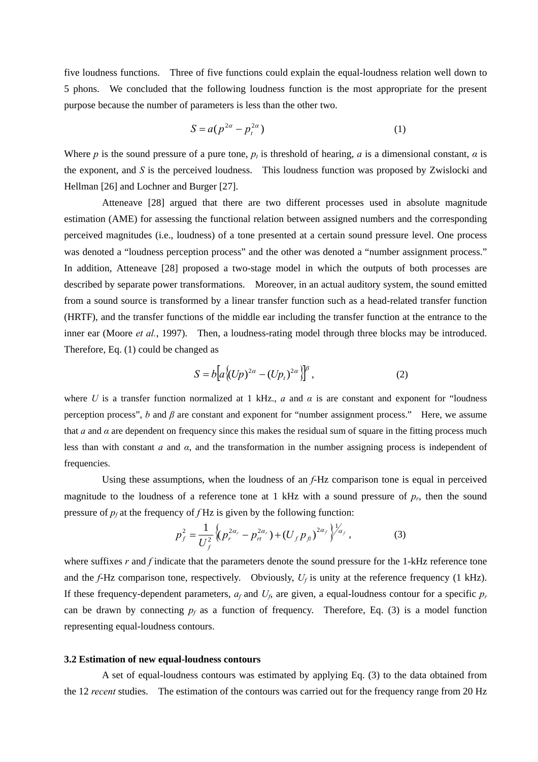five loudness functions. Three of five functions could explain the equal-loudness relation well down to 5 phons. We concluded that the following loudness function is the most appropriate for the present purpose because the number of parameters is less than the other two.

$$S = a(p^{2\alpha} - p_t^{2\alpha}) \tag{1}$$

Where $p$ is the sound pressure of a pure tone, $p_t$ is threshold of hearing, $a$ is a dimensional constant, $\alpha$ is the exponent, and $S$ is the perceived loudness. This loudness function was proposed by Zwislocki and Hellman [26] and Lochner and Burger [27].

Atteneave [28] argued that there are two different processes used in absolute magnitude estimation (AME) for assessing the functional relation between assigned numbers and the corresponding perceived magnitudes (i.e., loudness) of a tone presented at a certain sound pressure level. One process was denoted a "loudness perception process" and the other was denoted a "number assignment process." In addition, Atteneave [28] proposed a two-stage model in which the outputs of both processes are described by separate power transformations. Moreover, in an actual auditory system, the sound emitted from a sound source is transformed by a linear transfer function such as a head-related transfer function (HRTF), and the transfer functions of the middle ear including the transfer function at the entrance to the inner ear (Moore *et al.*, 1997). Then, a loudness-rating model through three blocks may be introduced. Therefore, Eq. (1) could be changed as

$$S = b\left[a\left\{(Up)^{2\alpha} - (Up_t)^{2\alpha}\right\}\right]^{\beta}, \tag{2}$$

where $U$ is a transfer function normalized at 1 kHz., $a$ and $\alpha$ is are constant and exponent for "loudness perception process", $b$ and $\beta$ are constant and exponent for "number assignment process." Here, we assume that $a$ and $\alpha$ are dependent on frequency since this makes the residual sum of square in the fitting process much less than with constant $a$ and $\alpha$, and the transformation in the number assigning process is independent of frequencies.

Using these assumptions, when the loudness of an $f$-Hz comparison tone is equal in perceived magnitude to the loudness of a reference tone at 1 kHz with a sound pressure of $p_r$, then the sound pressure of $p_f$ at the frequency of $f$ Hz is given by the following function:

$$p_f^2 = \frac{1}{U_f^2}\left\{(p_r^{2\alpha_r} - p_{rt}^{2\alpha_r}) + (U_f p_{ft})^{2\alpha_f}\right\}^{1/\alpha_f}, \tag{3}$$

where suffixes $r$ and $f$ indicate that the parameters denote the sound pressure for the 1-kHz reference tone and the $f$-Hz comparison tone, respectively. Obviously, $U_f$ is unity at the reference frequency (1 kHz). If these frequency-dependent parameters, $a_f$ and $U_f$, are given, a equal-loudness contour for a specific $p_r$ can be drawn by connecting $p_f$ as a function of frequency. Therefore, Eq. (3) is a model function representing equal-loudness contours.

### 3.2 Estimation of new equal-loudness contours

A set of equal-loudness contours was estimated by applying Eq. (3) to the data obtained from the 12 *recent* studies. The estimation of the contours was carried out for the frequency range from 20 Hz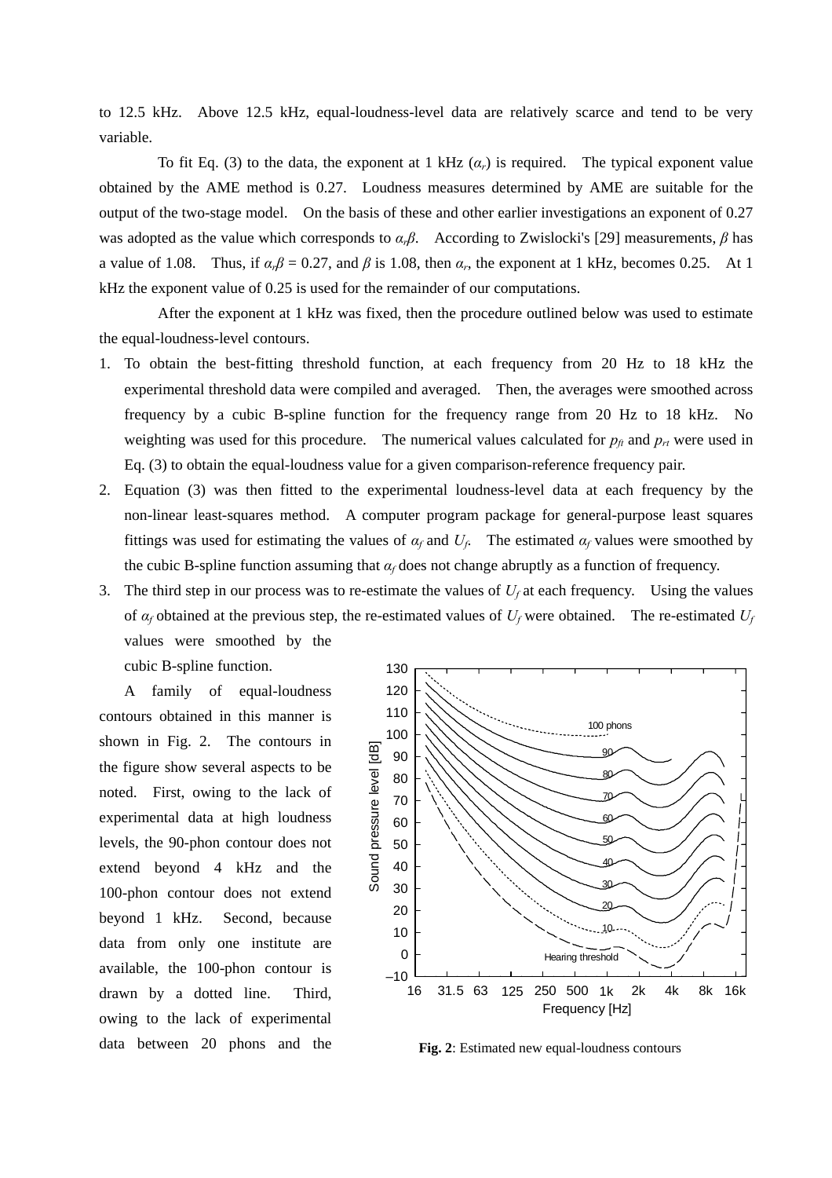to 12.5 kHz. Above 12.5 kHz, equal-loudness-level data are relatively scarce and tend to be very variable.

To fit Eq. (3) to the data, the exponent at 1 kHz ($\alpha_r$) is required. The typical exponent value obtained by the AME method is 0.27. Loudness measures determined by AME are suitable for the output of the two-stage model. On the basis of these and other earlier investigations an exponent of 0.27 was adopted as the value which corresponds to $\alpha_r\beta$. According to Zwislocki's [29] measurements, $\beta$ has a value of 1.08. Thus, if $\alpha_r\beta$ = 0.27, and $\beta$ is 1.08, then $\alpha_r$, the exponent at 1 kHz, becomes 0.25. At 1 kHz the exponent value of 0.25 is used for the remainder of our computations.

After the exponent at 1 kHz was fixed, then the procedure outlined below was used to estimate the equal-loudness-level contours.

1. To obtain the best-fitting threshold function, at each frequency from 20 Hz to 18 kHz the experimental threshold data were compiled and averaged. Then, the averages were smoothed across frequency by a cubic B-spline function for the frequency range from 20 Hz to 18 kHz. No weighting was used for this procedure. The numerical values calculated for $p_{ft}$ and $p_{rt}$ were used in Eq. (3) to obtain the equal-loudness value for a given comparison-reference frequency pair.
2. Equation (3) was then fitted to the experimental loudness-level data at each frequency by the non-linear least-squares method. A computer program package for general-purpose least squares fittings was used for estimating the values of $\alpha_f$ and $U_f$. The estimated $\alpha_f$ values were smoothed by the cubic B-spline function assuming that $\alpha_f$ does not change abruptly as a function of frequency.
3. The third step in our process was to re-estimate the values of $U_f$ at each frequency. Using the values of $\alpha_f$ obtained at the previous step, the re-estimated values of $U_f$ were obtained. The re-estimated $U_f$ values were smoothed by the cubic B-spline function.

A family of equal-loudness contours obtained in this manner is shown in Fig. 2. The contours in the figure show several aspects to be noted. First, owing to the lack of experimental data at high loudness levels, the 90-phon contour does not extend beyond 4 kHz and the 100-phon contour does not extend beyond 1 kHz. Second, because data from only one institute are available, the 100-phon contour is drawn by a dotted line. Third, owing to the lack of experimental data between 20 phons and the

Sound pressure level [dB]
130
120
110
100
90
80
70
60
50
40
30
20
10
0
−10
100 phons
90
80
70
60
50
40
30
20
10
Hearing threshold
16
31.5
63
125
250
500
1k
2k
4k
8k
16k
Frequency [Hz]

**Fig. 2**: Estimated new equal-loudness contours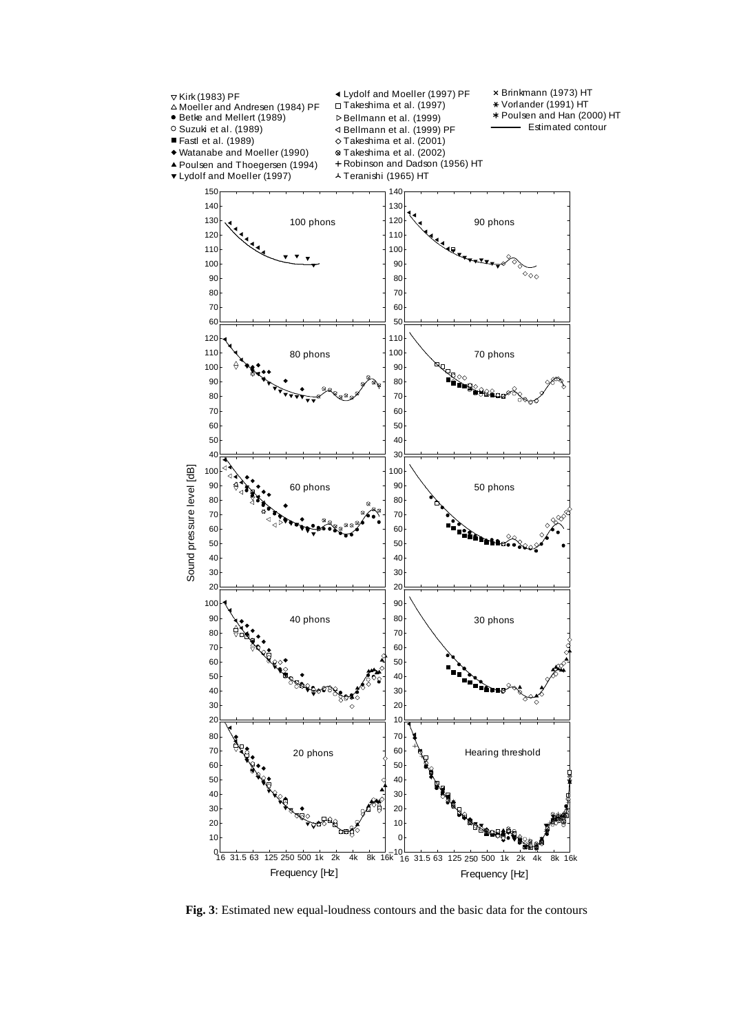**Fig. 3**: Estimated new equal-loudness contours and the basic data for the contours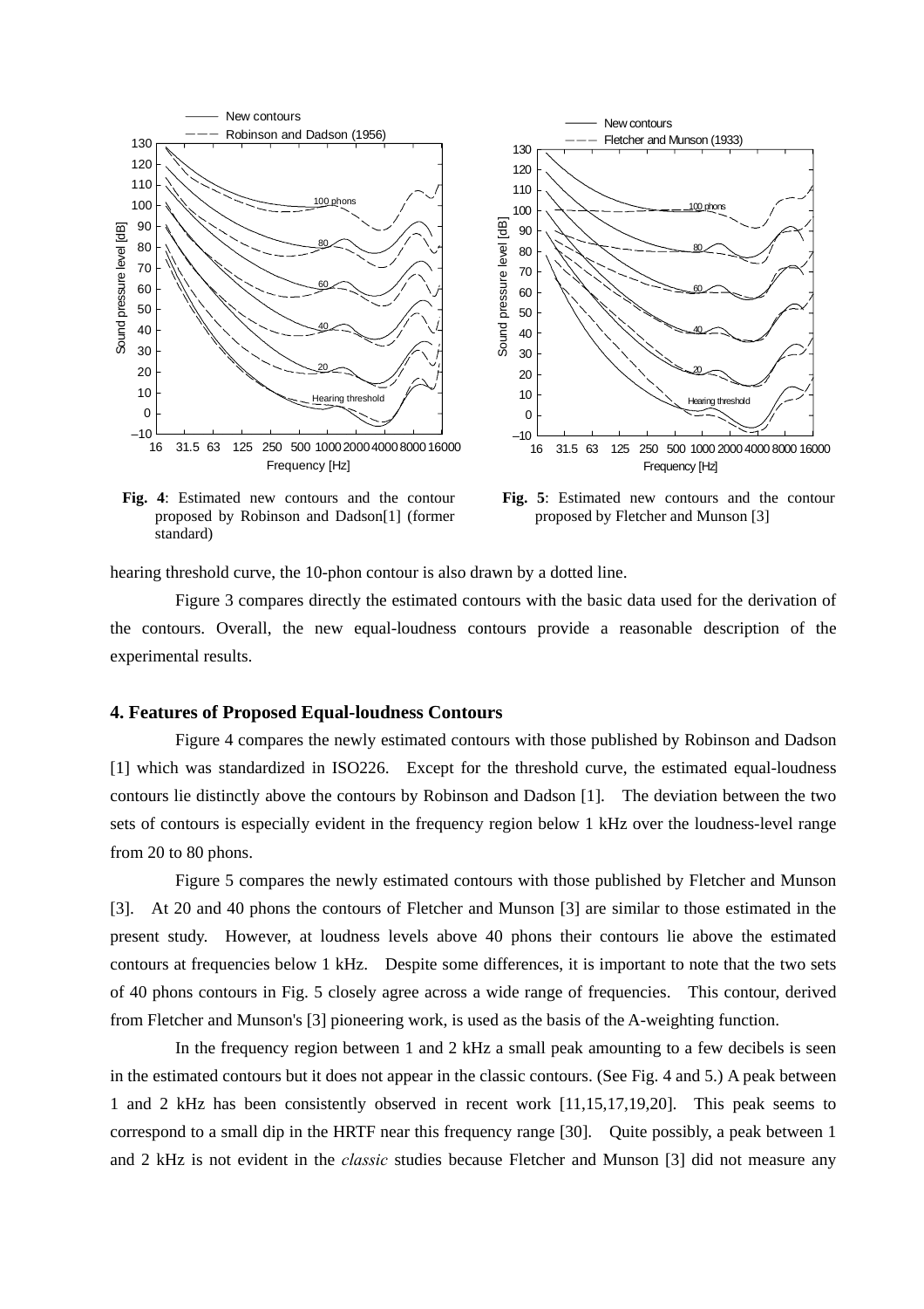New contours
Robinson and Dadson (1956)
130
120
110
100
90
80
70
60
50
40
30
20
10
0
–10
Sound pressure level [dB]
100 phons
80
60
40
20
Hearing threshold
16 31.5 63 125 250 500 1000 2000 4000 8000 16000
Frequency [Hz]

**Fig. 4**: Estimated new contours and the contour proposed by Robinson and Dadson[1] (former standard)

New contours
Fletcher and Munson (1933)
130
120
110
100
90
80
70
60
50
40
30
20
10
0
–10
Sound pressure level [dB]
100 phons
80
60
40
20
Hearing threshold
16 31.5 63 125 250 500 1000 2000 4000 8000 16000
Frequency [Hz]

**Fig. 5**: Estimated new contours and the contour proposed by Fletcher and Munson [3]

hearing threshold curve, the 10-phon contour is also drawn by a dotted line.

Figure 3 compares directly the estimated contours with the basic data used for the derivation of the contours. Overall, the new equal-loudness contours provide a reasonable description of the experimental results.

### 4. Features of Proposed Equal-loudness Contours

Figure 4 compares the newly estimated contours with those published by Robinson and Dadson [1] which was standardized in ISO226. Except for the threshold curve, the estimated equal-loudness contours lie distinctly above the contours by Robinson and Dadson [1]. The deviation between the two sets of contours is especially evident in the frequency region below 1 kHz over the loudness-level range from 20 to 80 phons.

Figure 5 compares the newly estimated contours with those published by Fletcher and Munson [3]. At 20 and 40 phons the contours of Fletcher and Munson [3] are similar to those estimated in the present study. However, at loudness levels above 40 phons their contours lie above the estimated contours at frequencies below 1 kHz. Despite some differences, it is important to note that the two sets of 40 phons contours in Fig. 5 closely agree across a wide range of frequencies. This contour, derived from Fletcher and Munson's [3] pioneering work, is used as the basis of the A-weighting function.

In the frequency region between 1 and 2 kHz a small peak amounting to a few decibels is seen in the estimated contours but it does not appear in the classic contours. (See Fig. 4 and 5.) A peak between 1 and 2 kHz has been consistently observed in recent work [11,15,17,19,20]. This peak seems to correspond to a small dip in the HRTF near this frequency range [30]. Quite possibly, a peak between 1 and 2 kHz is not evident in the *classic* studies because Fletcher and Munson [3] did not measure any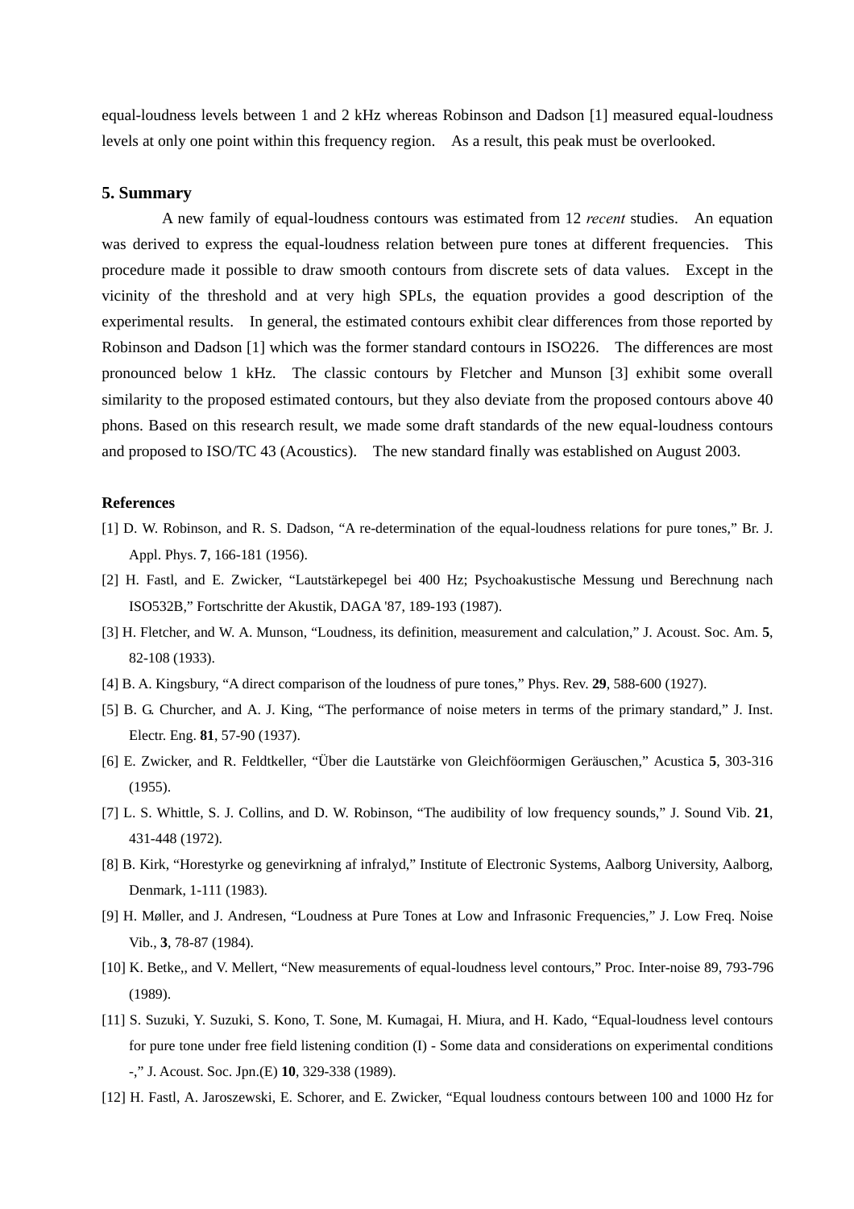equal-loudness levels between 1 and 2 kHz whereas Robinson and Dadson [1] measured equal-loudness levels at only one point within this frequency region. As a result, this peak must be overlooked.

## 5. Summary

A new family of equal-loudness contours was estimated from 12 *recent* studies. An equation was derived to express the equal-loudness relation between pure tones at different frequencies. This procedure made it possible to draw smooth contours from discrete sets of data values. Except in the vicinity of the threshold and at very high SPLs, the equation provides a good description of the experimental results. In general, the estimated contours exhibit clear differences from those reported by Robinson and Dadson [1] which was the former standard contours in ISO226. The differences are most pronounced below 1 kHz. The classic contours by Fletcher and Munson [3] exhibit some overall similarity to the proposed estimated contours, but they also deviate from the proposed contours above 40 phons. Based on this research result, we made some draft standards of the new equal-loudness contours and proposed to ISO/TC 43 (Acoustics). The new standard finally was established on August 2003.

### References

[1] D. W. Robinson, and R. S. Dadson, "A re-determination of the equal-loudness relations for pure tones," Br. J. Appl. Phys. **7**, 166-181 (1956).

[2] H. Fastl, and E. Zwicker, "Lautstärkepegel bei 400 Hz; Psychoakustische Messung und Berechnung nach ISO532B," Fortschritte der Akustik, DAGA '87, 189-193 (1987).

[3] H. Fletcher, and W. A. Munson, "Loudness, its definition, measurement and calculation," J. Acoust. Soc. Am. **5**, 82-108 (1933).

[4] B. A. Kingsbury, "A direct comparison of the loudness of pure tones," Phys. Rev. **29**, 588-600 (1927).

[5] B. G. Churcher, and A. J. King, "The performance of noise meters in terms of the primary standard," J. Inst. Electr. Eng. **81**, 57-90 (1937).

[6] E. Zwicker, and R. Feldtkeller, "Über die Lautstärke von Gleichföormigen Geräuschen," Acustica **5**, 303-316 (1955).

[7] L. S. Whittle, S. J. Collins, and D. W. Robinson, "The audibility of low frequency sounds," J. Sound Vib. **21**, 431-448 (1972).

[8] B. Kirk, "Horestyrke og genevirkning af infralyd," Institute of Electronic Systems, Aalborg University, Aalborg, Denmark, 1-111 (1983).

[9] H. Møller, and J. Andresen, "Loudness at Pure Tones at Low and Infrasonic Frequencies," J. Low Freq. Noise Vib., **3**, 78-87 (1984).

[10] K. Betke,, and V. Mellert, "New measurements of equal-loudness level contours," Proc. Inter-noise 89, 793-796 (1989).

[11] S. Suzuki, Y. Suzuki, S. Kono, T. Sone, M. Kumagai, H. Miura, and H. Kado, "Equal-loudness level contours for pure tone under free field listening condition (I) - Some data and considerations on experimental conditions -," J. Acoust. Soc. Jpn.(E) **10**, 329-338 (1989).

[12] H. Fastl, A. Jaroszewski, E. Schorer, and E. Zwicker, "Equal loudness contours between 100 and 1000 Hz for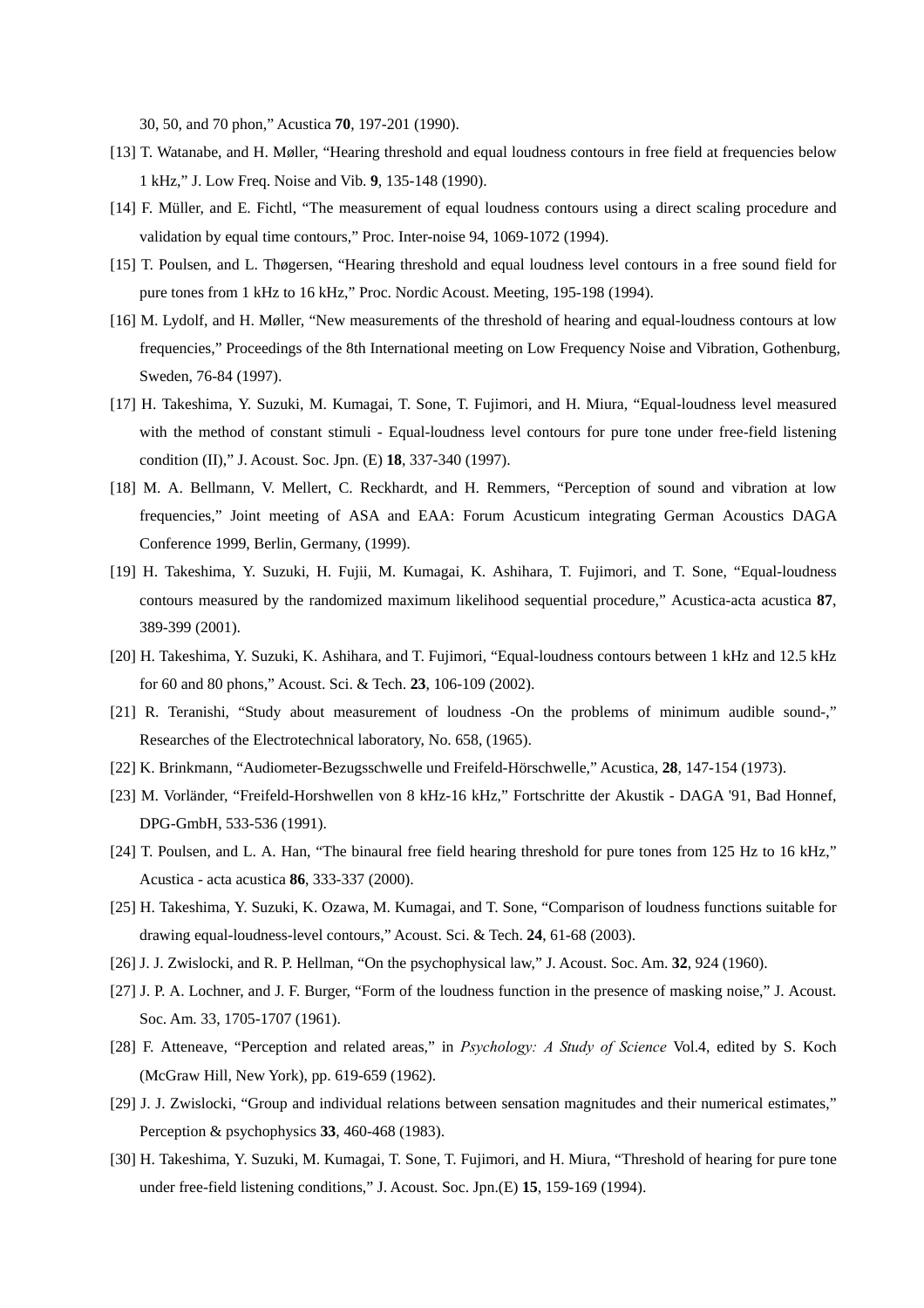30, 50, and 70 phon," Acustica **70**, 197-201 (1990).

[13] T. Watanabe, and H. Møller, "Hearing threshold and equal loudness contours in free field at frequencies below 1 kHz," J. Low Freq. Noise and Vib. **9**, 135-148 (1990).

[14] F. Müller, and E. Fichtl, "The measurement of equal loudness contours using a direct scaling procedure and validation by equal time contours," Proc. Inter-noise 94, 1069-1072 (1994).

[15] T. Poulsen, and L. Thøgersen, "Hearing threshold and equal loudness level contours in a free sound field for pure tones from 1 kHz to 16 kHz," Proc. Nordic Acoust. Meeting, 195-198 (1994).

[16] M. Lydolf, and H. Møller, "New measurements of the threshold of hearing and equal-loudness contours at low frequencies," Proceedings of the 8th International meeting on Low Frequency Noise and Vibration, Gothenburg, Sweden, 76-84 (1997).

[17] H. Takeshima, Y. Suzuki, M. Kumagai, T. Sone, T. Fujimori, and H. Miura, "Equal-loudness level measured with the method of constant stimuli - Equal-loudness level contours for pure tone under free-field listening condition (II)," J. Acoust. Soc. Jpn. (E) **18**, 337-340 (1997).

[18] M. A. Bellmann, V. Mellert, C. Reckhardt, and H. Remmers, "Perception of sound and vibration at low frequencies," Joint meeting of ASA and EAA: Forum Acusticum integrating German Acoustics DAGA Conference 1999, Berlin, Germany, (1999).

[19] H. Takeshima, Y. Suzuki, H. Fujii, M. Kumagai, K. Ashihara, T. Fujimori, and T. Sone, "Equal-loudness contours measured by the randomized maximum likelihood sequential procedure," Acustica-acta acustica **87**, 389-399 (2001).

[20] H. Takeshima, Y. Suzuki, K. Ashihara, and T. Fujimori, "Equal-loudness contours between 1 kHz and 12.5 kHz for 60 and 80 phons," Acoust. Sci. & Tech. **23**, 106-109 (2002).

[21] R. Teranishi, "Study about measurement of loudness -On the problems of minimum audible sound-," Researches of the Electrotechnical laboratory, No. 658, (1965).

[22] K. Brinkmann, "Audiometer-Bezugsschwelle und Freifeld-Hörschwelle," Acustica, **28**, 147-154 (1973).

[23] M. Vorländer, "Freifeld-Horshwellen von 8 kHz-16 kHz," Fortschritte der Akustik - DAGA '91, Bad Honnef, DPG-GmbH, 533-536 (1991).

[24] T. Poulsen, and L. A. Han, "The binaural free field hearing threshold for pure tones from 125 Hz to 16 kHz," Acustica - acta acustica **86**, 333-337 (2000).

[25] H. Takeshima, Y. Suzuki, K. Ozawa, M. Kumagai, and T. Sone, "Comparison of loudness functions suitable for drawing equal-loudness-level contours," Acoust. Sci. & Tech. **24**, 61-68 (2003).

[26] J. J. Zwislocki, and R. P. Hellman, "On the psychophysical law," J. Acoust. Soc. Am. **32**, 924 (1960).

[27] J. P. A. Lochner, and J. F. Burger, "Form of the loudness function in the presence of masking noise," J. Acoust. Soc. Am. 33, 1705-1707 (1961).

[28] F. Atteneave, "Perception and related areas," in *Psychology: A Study of Science* Vol.4, edited by S. Koch (McGraw Hill, New York), pp. 619-659 (1962).

[29] J. J. Zwislocki, "Group and individual relations between sensation magnitudes and their numerical estimates," Perception & psychophysics **33**, 460-468 (1983).

[30] H. Takeshima, Y. Suzuki, M. Kumagai, T. Sone, T. Fujimori, and H. Miura, "Threshold of hearing for pure tone under free-field listening conditions," J. Acoust. Soc. Jpn.(E) **15**, 159-169 (1994).